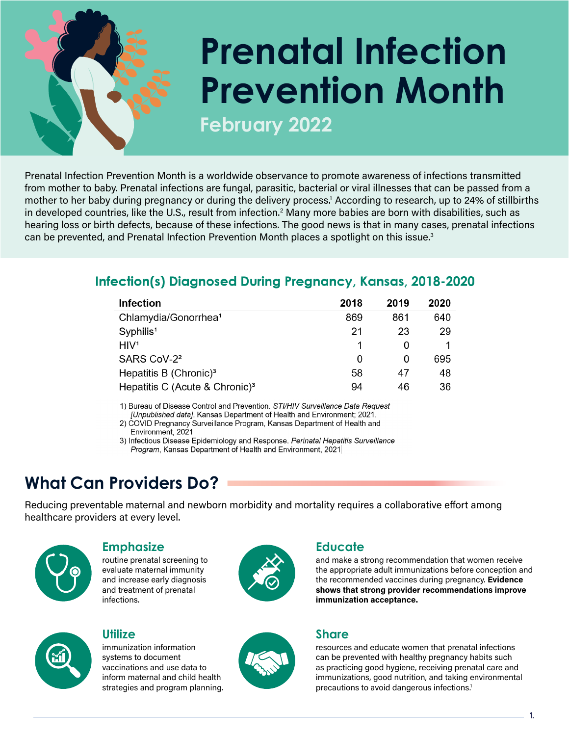# Prenatal Infection Prevention Month

## February 2022

Prenatal Infection Prevention Month is a worldwide observance to promote awareness of infections transmitted from mother to baby. Prenatal infections are fungal, parasitic, bacterial or viral illnesses that can be passed from a mother to her baby during pregnancy or during the delivery process.[1] According to research, up to 24% of stillbirths in developed countries, like the U.S., result from infection.[2] Many more babies are born with disabilities, such as hearing loss or birth defects, because of these infections. The good news is that in many cases, prenatal infections can be prevented, and Prenatal Infection Prevention Month places a spotlight on this issue.[3]

### Infection(s) Diagnosed During Pregnancy, Kansas, 2018-2020

| Infection | 2018 | 2019 | 2020 |
|---|---|---|---|
| Chlamydia/Gonorrhea[1] | 869 | 861 | 640 |
| Syphilis[1] | 21 | 23 | 29 |
| HIV[1] | 1 | 0 | 1 |
| SARS CoV-2[2] | 0 | 0 | 695 |
| Hepatitis B (Chronic)[3] | 58 | 47 | 48 |
| Hepatitis C (Acute & Chronic)[3] | 94 | 46 | 36 |

1) Bureau of Disease Control and Prevention. *STI/HIV Surveillance Data Request [Unpublished data]*. Kansas Department of Health and Environment; 2021.
2) COVID Pregnancy Surveillance Program, Kansas Department of Health and Environment, 2021
3) Infectious Disease Epidemiology and Response. *Perinatal Hepatitis Surveillance Program*, Kansas Department of Health and Environment, 2021

## What Can Providers Do?

Reducing preventable maternal and newborn morbidity and mortality requires a collaborative effort among healthcare providers at every level.

### Emphasize

routine prenatal screening to evaluate maternal immunity and increase early diagnosis and treatment of prenatal infections.

### Educate

and make a strong recommendation that women receive the appropriate adult immunizations before conception and the recommended vaccines during pregnancy. **Evidence shows that strong provider recommendations improve immunization acceptance.**

### Utilize

immunization information systems to document vaccinations and use data to inform maternal and child health strategies and program planning.

### Share

resources and educate women that prenatal infections can be prevented with healthy pregnancy habits such as practicing good hygiene, receiving prenatal care and immunizations, good nutrition, and taking environmental precautions to avoid dangerous infections.[1]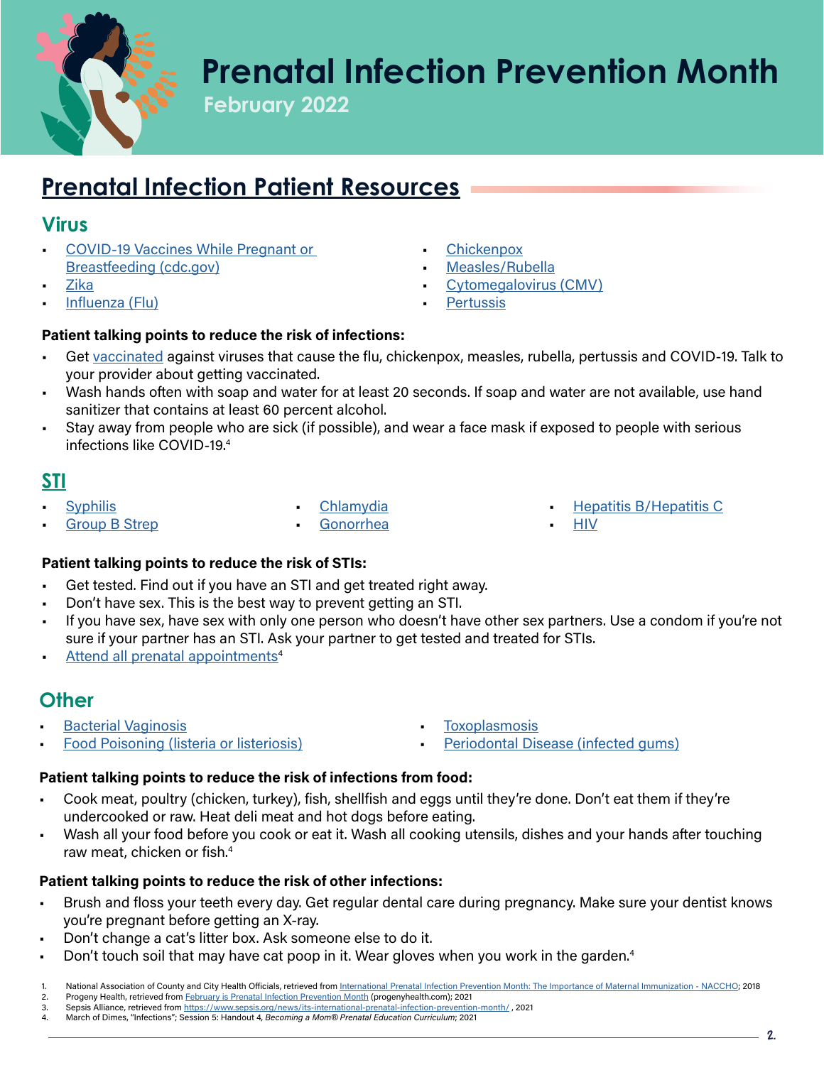# Prenatal Infection Prevention Month

February 2022

## Prenatal Infection Patient Resources

### Virus

- COVID-19 Vaccines While Pregnant or Breastfeeding (cdc.gov)
- Zika
- Influenza (Flu)
- Chickenpox
- Measles/Rubella
- Cytomegalovirus (CMV)
- Pertussis

**Patient talking points to reduce the risk of infections:**

- Get vaccinated against viruses that cause the flu, chickenpox, measles, rubella, pertussis and COVID-19. Talk to your provider about getting vaccinated.
- Wash hands often with soap and water for at least 20 seconds. If soap and water are not available, use hand sanitizer that contains at least 60 percent alcohol.
- Stay away from people who are sick (if possible), and wear a face mask if exposed to people with serious infections like COVID-19.[4]

### STI

- Syphilis
- Group B Strep
- Chlamydia
- Gonorrhea
- Hepatitis B/Hepatitis C
- HIV

**Patient talking points to reduce the risk of STIs:**

- Get tested. Find out if you have an STI and get treated right away.
- Don't have sex. This is the best way to prevent getting an STI.
- If you have sex, have sex with only one person who doesn't have other sex partners. Use a condom if you're not sure if your partner has an STI. Ask your partner to get tested and treated for STIs.
- Attend all prenatal appointments[4]

### Other

- Bacterial Vaginosis
- Food Poisoning (listeria or listeriosis)
- Toxoplasmosis
- Periodontal Disease (infected gums)

**Patient talking points to reduce the risk of infections from food:**

- Cook meat, poultry (chicken, turkey), fish, shellfish and eggs until they're done. Don't eat them if they're undercooked or raw. Heat deli meat and hot dogs before eating.
- Wash all your food before you cook or eat it. Wash all cooking utensils, dishes and your hands after touching raw meat, chicken or fish.[4]

**Patient talking points to reduce the risk of other infections:**

- Brush and floss your teeth every day. Get regular dental care during pregnancy. Make sure your dentist knows you're pregnant before getting an X-ray.
- Don't change a cat's litter box. Ask someone else to do it.
- Don't touch soil that may have cat poop in it. Wear gloves when you work in the garden.[4]

1. National Association of County and City Health Officials, retrieved from International Prenatal Infection Prevention Month: The Importance of Maternal Immunization - NACCHO; 2018
2. Progeny Health, retrieved from February is Prenatal Infection Prevention Month (progenyhealth.com); 2021
3. Sepsis Alliance, retrieved from https://www.sepsis.org/news/its-international-prenatal-infection-prevention-month/ , 2021
4. March of Dimes, "Infections"; Session 5: Handout 4, *Becoming a Mom® Prenatal Education Curriculum*; 2021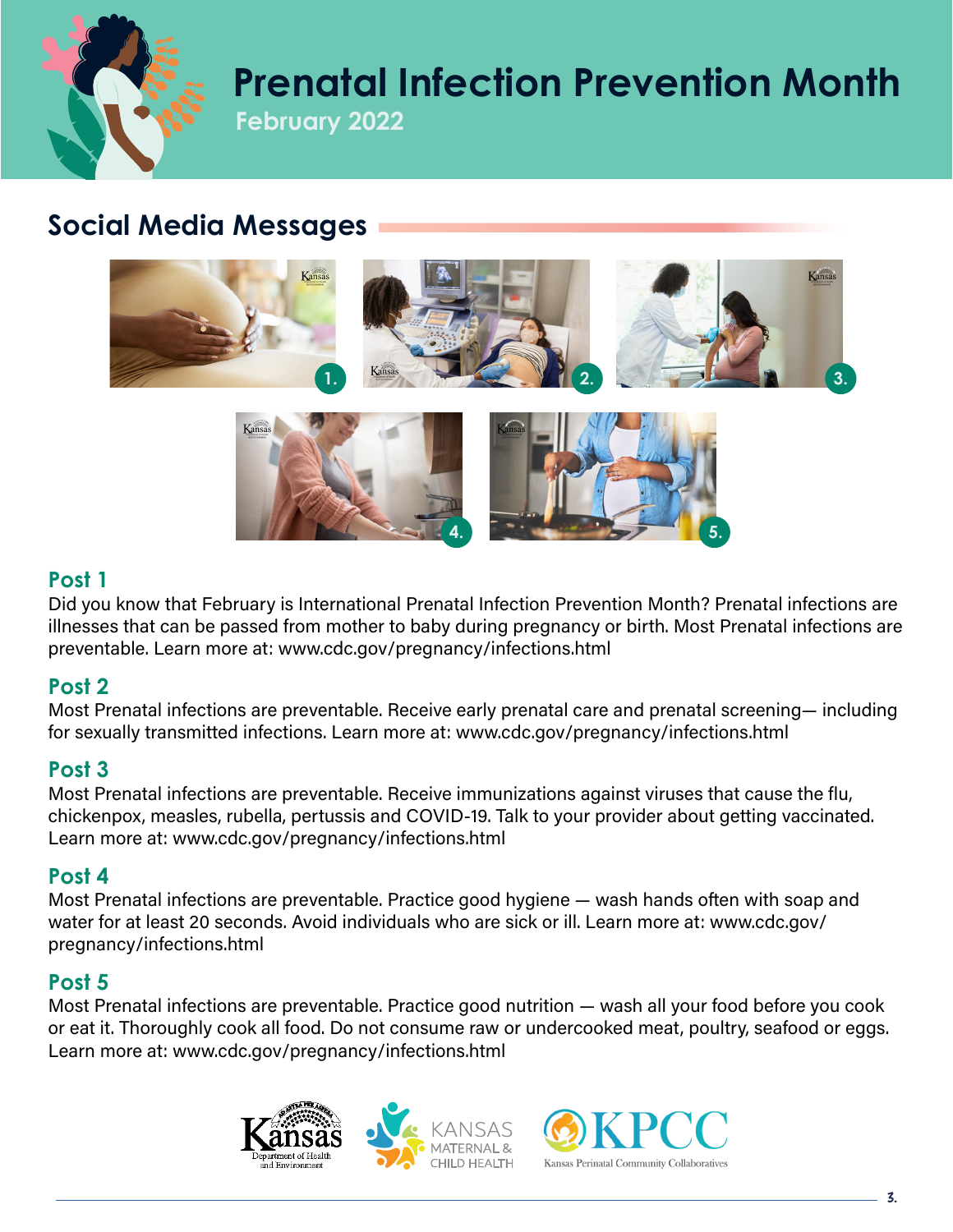# Prenatal Infection Prevention Month

February 2022

## Social Media Messages

### Post 1

Did you know that February is International Prenatal Infection Prevention Month? Prenatal infections are illnesses that can be passed from mother to baby during pregnancy or birth. Most Prenatal infections are preventable. Learn more at: www.cdc.gov/pregnancy/infections.html

### Post 2

Most Prenatal infections are preventable. Receive early prenatal care and prenatal screening— including for sexually transmitted infections. Learn more at: www.cdc.gov/pregnancy/infections.html

### Post 3

Most Prenatal infections are preventable. Receive immunizations against viruses that cause the flu, chickenpox, measles, rubella, pertussis and COVID-19. Talk to your provider about getting vaccinated. Learn more at: www.cdc.gov/pregnancy/infections.html

### Post 4

Most Prenatal infections are preventable. Practice good hygiene — wash hands often with soap and water for at least 20 seconds. Avoid individuals who are sick or ill. Learn more at: www.cdc.gov/pregnancy/infections.html

### Post 5

Most Prenatal infections are preventable. Practice good nutrition — wash all your food before you cook or eat it. Thoroughly cook all food. Do not consume raw or undercooked meat, poultry, seafood or eggs. Learn more at: www.cdc.gov/pregnancy/infections.html

Kansas Department of Health and Environment

KANSAS MATERNAL & CHILD HEALTH

KPCC Kansas Perinatal Community Collaboratives